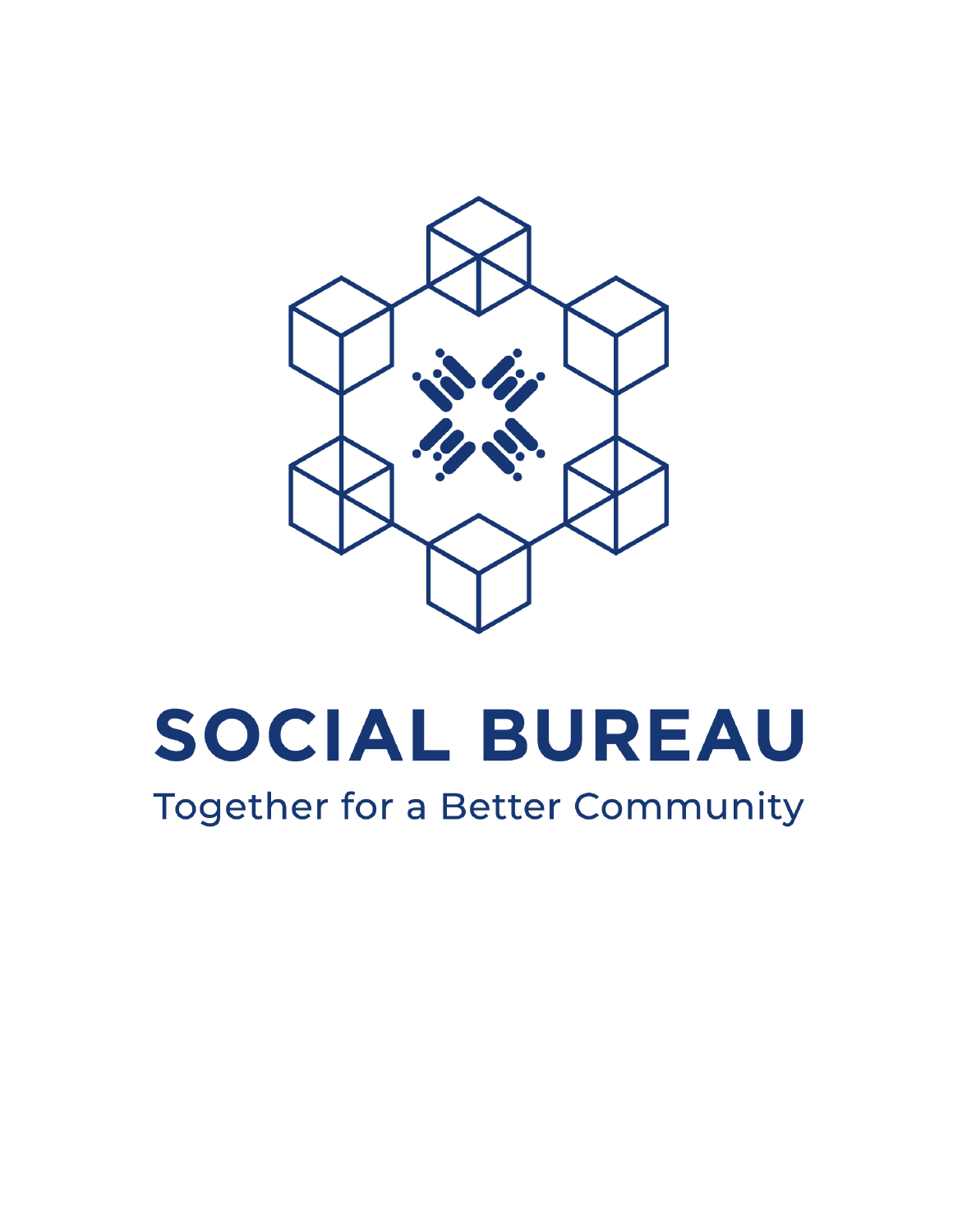# SOCIAL BUREAU

Together for a Better Community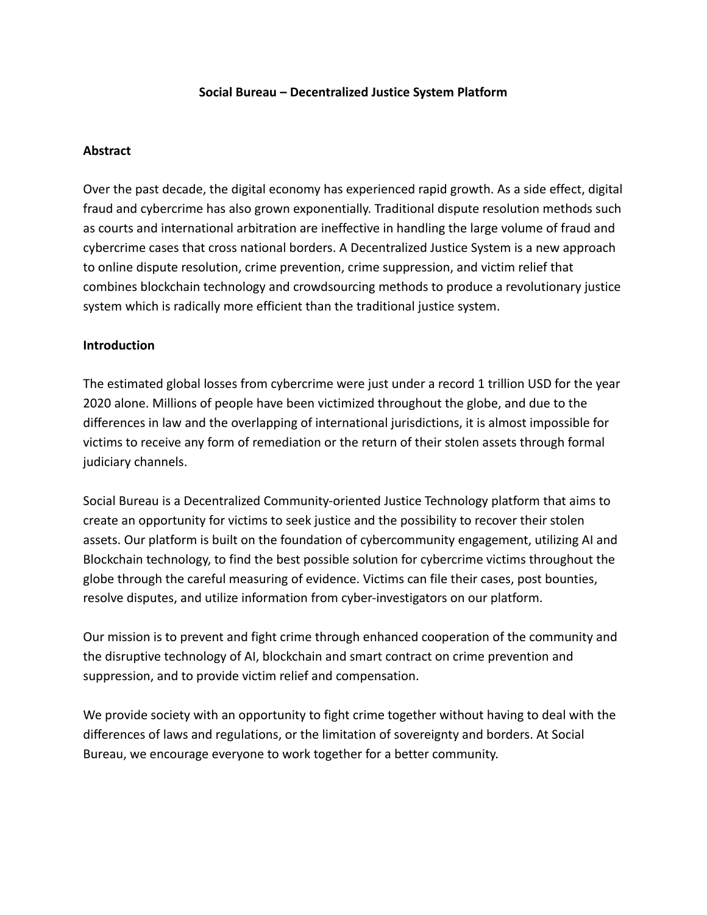# Social Bureau – Decentralized Justice System Platform

## Abstract

Over the past decade, the digital economy has experienced rapid growth. As a side effect, digital fraud and cybercrime has also grown exponentially. Traditional dispute resolution methods such as courts and international arbitration are ineffective in handling the large volume of fraud and cybercrime cases that cross national borders. A Decentralized Justice System is a new approach to online dispute resolution, crime prevention, crime suppression, and victim relief that combines blockchain technology and crowdsourcing methods to produce a revolutionary justice system which is radically more efficient than the traditional justice system.

## Introduction

The estimated global losses from cybercrime were just under a record 1 trillion USD for the year 2020 alone. Millions of people have been victimized throughout the globe, and due to the differences in law and the overlapping of international jurisdictions, it is almost impossible for victims to receive any form of remediation or the return of their stolen assets through formal judiciary channels.

Social Bureau is a Decentralized Community-oriented Justice Technology platform that aims to create an opportunity for victims to seek justice and the possibility to recover their stolen assets. Our platform is built on the foundation of cybercommunity engagement, utilizing AI and Blockchain technology, to find the best possible solution for cybercrime victims throughout the globe through the careful measuring of evidence. Victims can file their cases, post bounties, resolve disputes, and utilize information from cyber-investigators on our platform.

Our mission is to prevent and fight crime through enhanced cooperation of the community and the disruptive technology of AI, blockchain and smart contract on crime prevention and suppression, and to provide victim relief and compensation.

We provide society with an opportunity to fight crime together without having to deal with the differences of laws and regulations, or the limitation of sovereignty and borders. At Social Bureau, we encourage everyone to work together for a better community.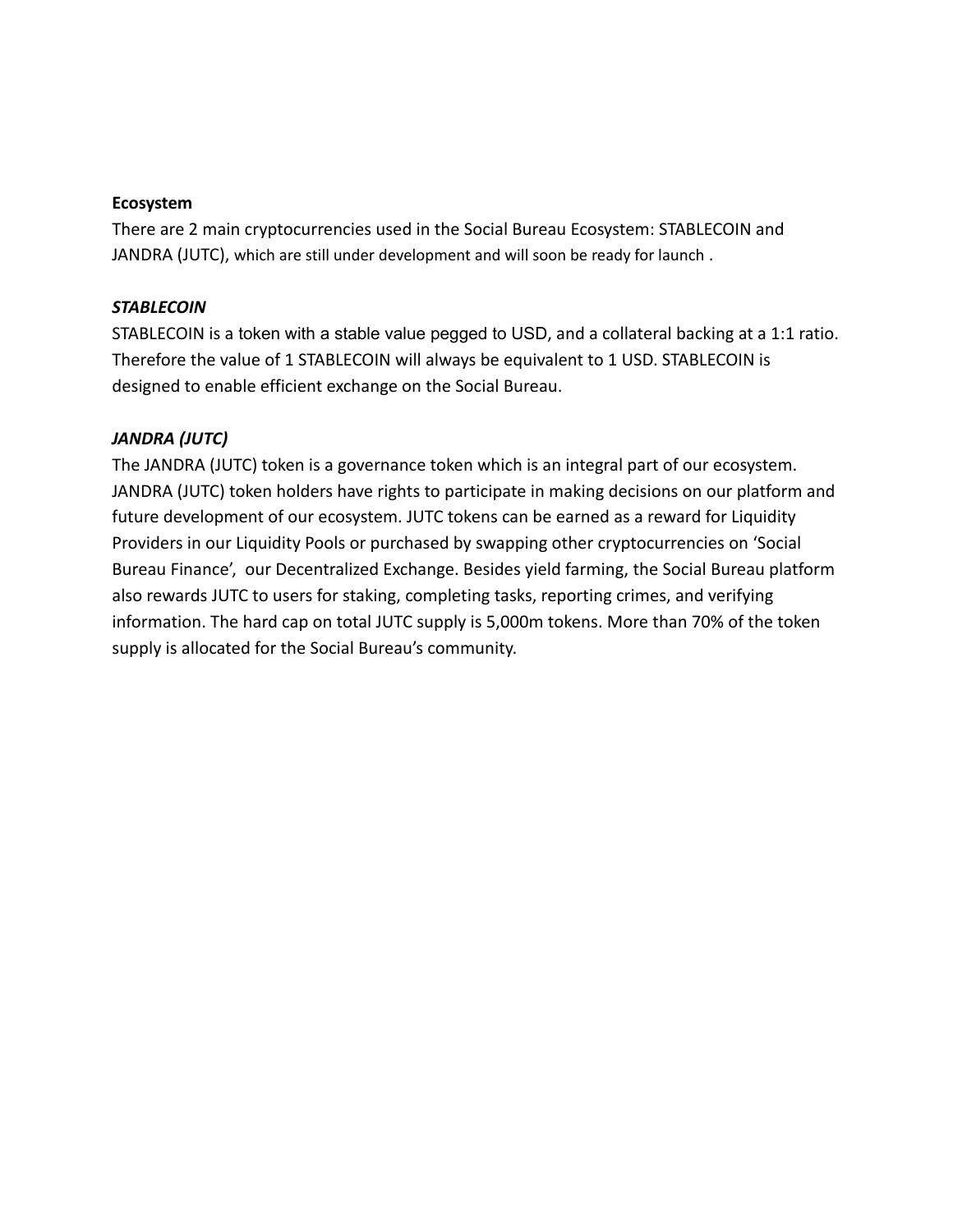**Ecosystem**

There are 2 main cryptocurrencies used in the Social Bureau Ecosystem: STABLECOIN and JANDRA (JUTC), which are still under development and will soon be ready for launch .

***STABLECOIN***

STABLECOIN is a token with a stable value pegged to USD, and a collateral backing at a 1:1 ratio. Therefore the value of 1 STABLECOIN will always be equivalent to 1 USD. STABLECOIN is designed to enable efficient exchange on the Social Bureau.

***JANDRA (JUTC)***

The JANDRA (JUTC) token is a governance token which is an integral part of our ecosystem. JANDRA (JUTC) token holders have rights to participate in making decisions on our platform and future development of our ecosystem. JUTC tokens can be earned as a reward for Liquidity Providers in our Liquidity Pools or purchased by swapping other cryptocurrencies on 'Social Bureau Finance', our Decentralized Exchange. Besides yield farming, the Social Bureau platform also rewards JUTC to users for staking, completing tasks, reporting crimes, and verifying information. The hard cap on total JUTC supply is 5,000m tokens. More than 70% of the token supply is allocated for the Social Bureau's community.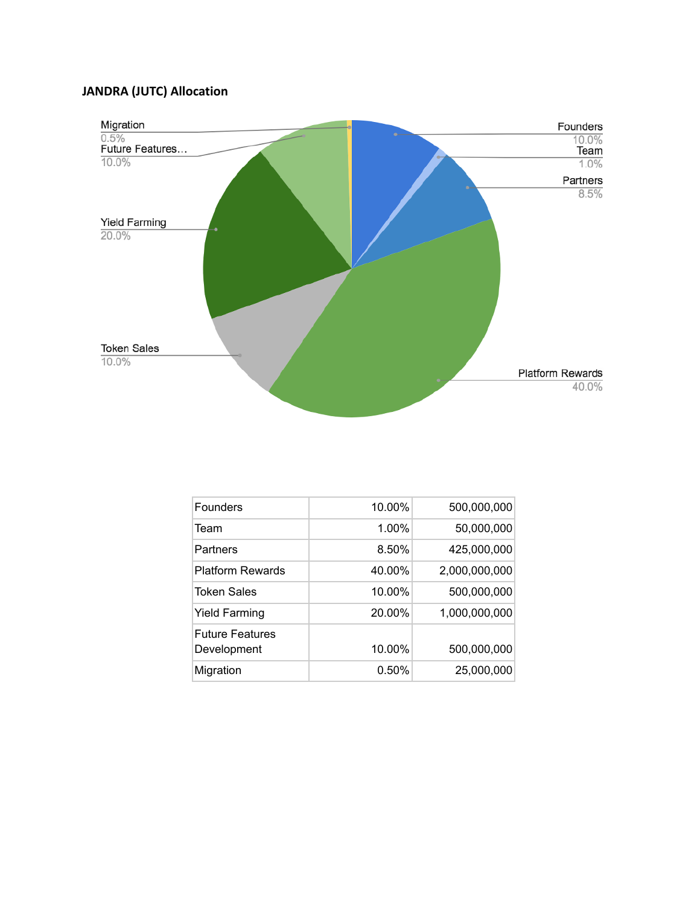### JANDRA (JUTC) Allocation

Migration
0.5%
Future Features...
10.0%
Yield Farming
20.0%
Token Sales
10.0%
Founders
10.0%
Team
1.0%
Partners
8.5%
Platform Rewards
40.0%

| | | |
|---|---|---|
| Founders | 10.00% | 500,000,000 |
| Team | 1.00% | 50,000,000 |
| Partners | 8.50% | 425,000,000 |
| Platform Rewards | 40.00% | 2,000,000,000 |
| Token Sales | 10.00% | 500,000,000 |
| Yield Farming | 20.00% | 1,000,000,000 |
| Future Features Development | 10.00% | 500,000,000 |
| Migration | 0.50% | 25,000,000 |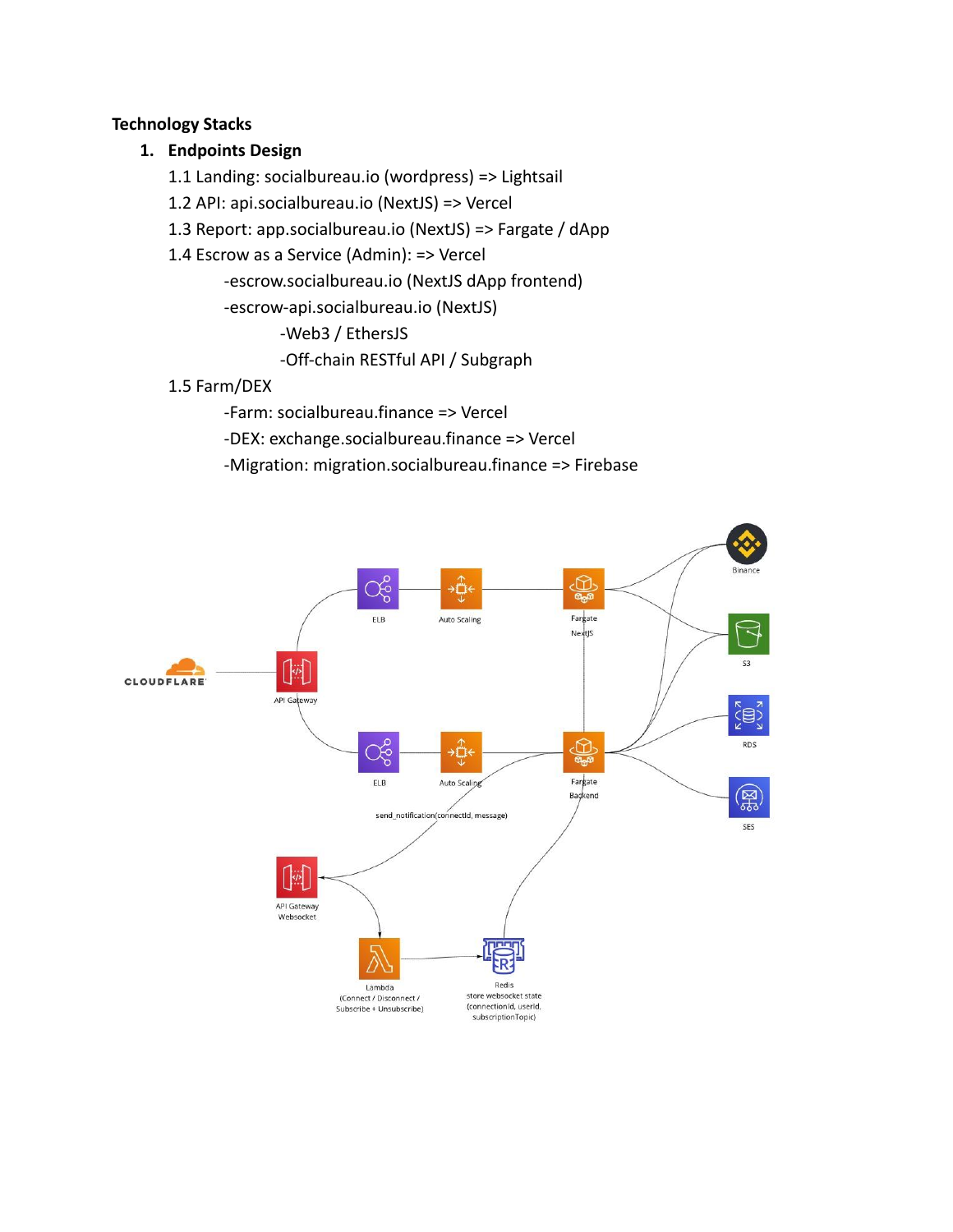**Technology Stacks**

1. **Endpoints Design**

    1.1 Landing: socialbureau.io (wordpress) => Lightsail

    1.2 API: api.socialbureau.io (NextJS) => Vercel

    1.3 Report: app.socialbureau.io (NextJS) => Fargate / dApp

    1.4 Escrow as a Service (Admin): => Vercel

    - escrow.socialbureau.io (NextJS dApp frontend)
    - escrow-api.socialbureau.io (NextJS)
        - Web3 / EthersJS
        - Off-chain RESTful API / Subgraph

    1.5 Farm/DEX

    - Farm: socialbureau.finance => Vercel
    - DEX: exchange.socialbureau.finance => Vercel
    - Migration: migration.socialbureau.finance => Firebase

CLOUDFLARE

API Gateway

ELB

Auto Scaling

Fargate NextJS

ELB

Auto Scaling

Fargate Backend

Binance

S3

RDS

SES

send_notification(connectId, message)

API Gateway Websocket

Lambda (Connect / Disconnect / Subscribe + Unsubscribe)

Redis store websocket state (connectionId, userId, subscriptionTopic)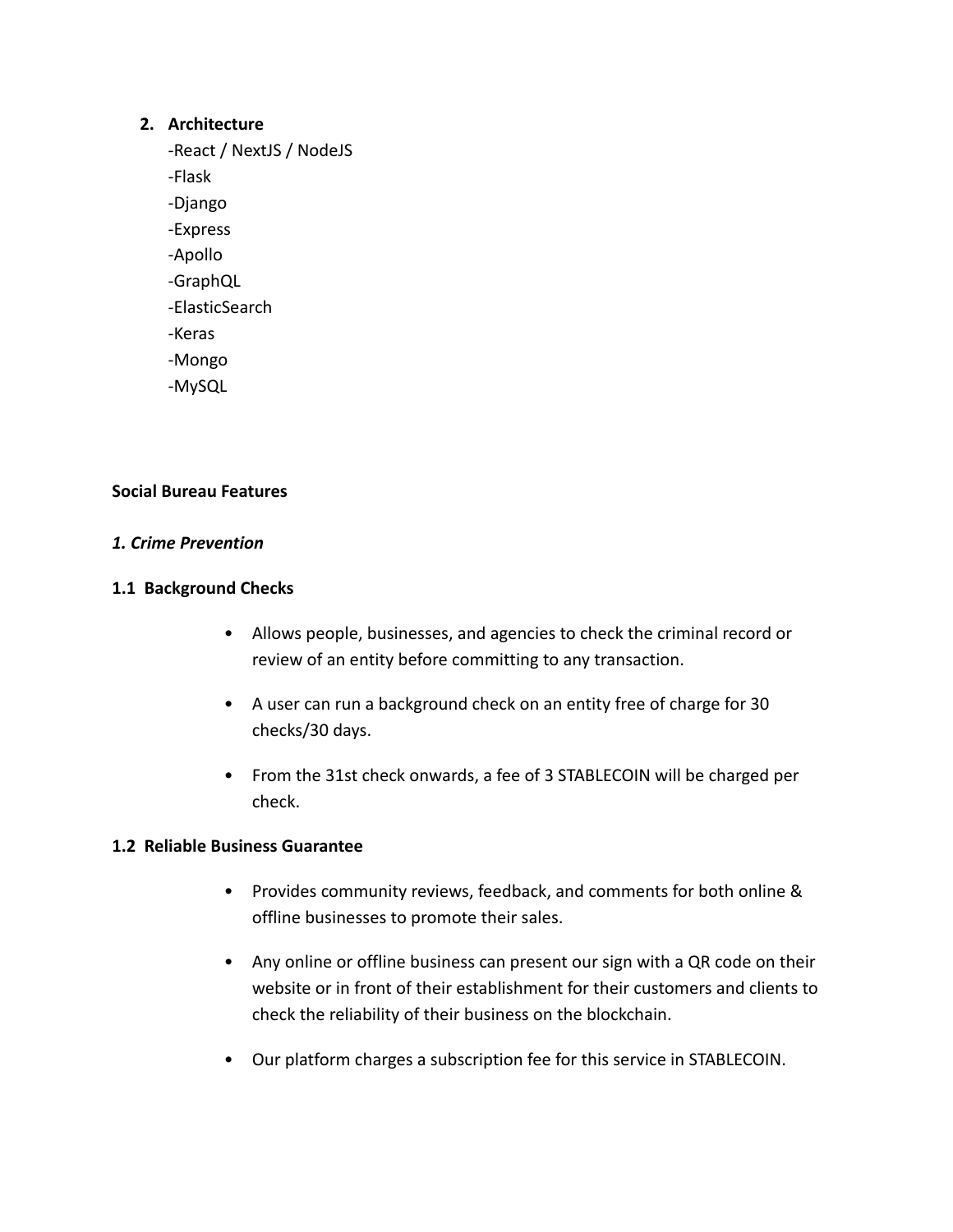## 2. Architecture

-React / NextJS / NodeJS
-Flask
-Django
-Express
-Apollo
-GraphQL
-ElasticSearch
-Keras
-Mongo
-MySQL

## Social Bureau Features

### *1. Crime Prevention*

### 1.1 Background Checks

- Allows people, businesses, and agencies to check the criminal record or review of an entity before committing to any transaction.
- A user can run a background check on an entity free of charge for 30 checks/30 days.
- From the 31st check onwards, a fee of 3 STABLECOIN will be charged per check.

### 1.2 Reliable Business Guarantee

- Provides community reviews, feedback, and comments for both online & offline businesses to promote their sales.
- Any online or offline business can present our sign with a QR code on their website or in front of their establishment for their customers and clients to check the reliability of their business on the blockchain.
- Our platform charges a subscription fee for this service in STABLECOIN.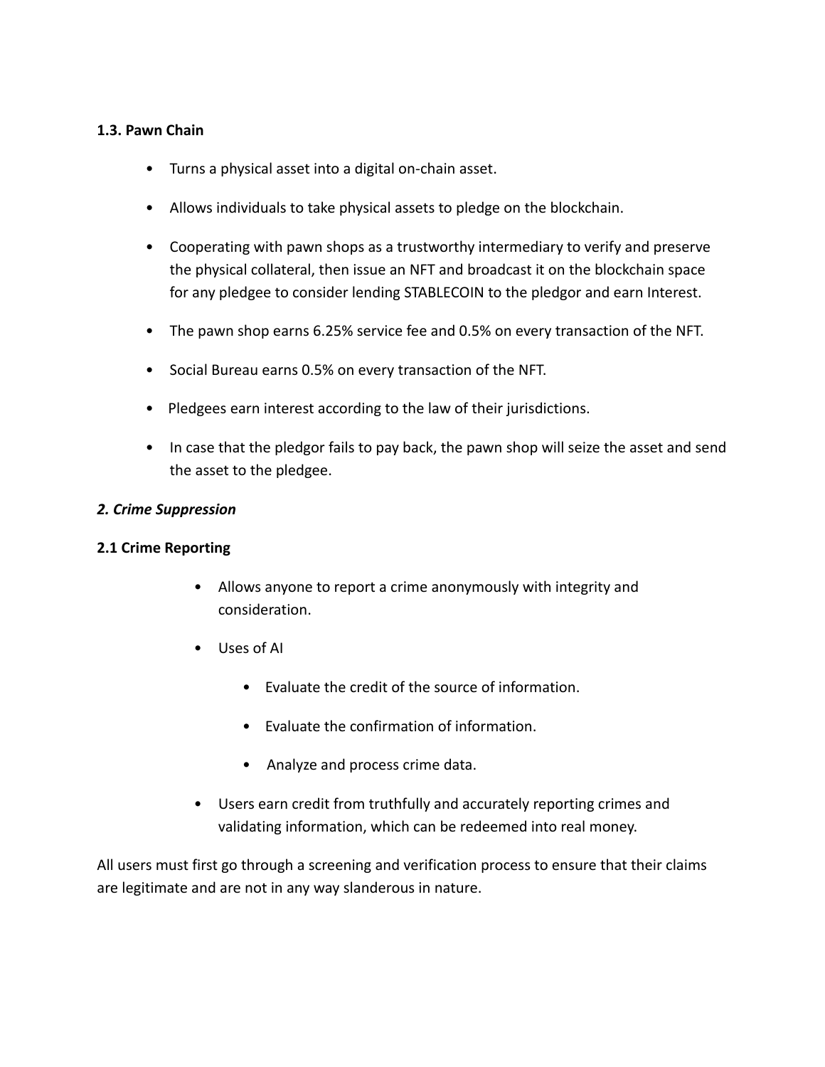### 1.3. Pawn Chain

- Turns a physical asset into a digital on-chain asset.
- Allows individuals to take physical assets to pledge on the blockchain.
- Cooperating with pawn shops as a trustworthy intermediary to verify and preserve the physical collateral, then issue an NFT and broadcast it on the blockchain space for any pledgee to consider lending STABLECOIN to the pledgor and earn Interest.
- The pawn shop earns 6.25% service fee and 0.5% on every transaction of the NFT.
- Social Bureau earns 0.5% on every transaction of the NFT.
- Pledgees earn interest according to the law of their jurisdictions.
- In case that the pledgor fails to pay back, the pawn shop will seize the asset and send the asset to the pledgee.

## *2. Crime Suppression*

### 2.1 Crime Reporting

- Allows anyone to report a crime anonymously with integrity and consideration.
- Uses of AI
  - Evaluate the credit of the source of information.
  - Evaluate the confirmation of information.
  - Analyze and process crime data.
- Users earn credit from truthfully and accurately reporting crimes and validating information, which can be redeemed into real money.

All users must first go through a screening and verification process to ensure that their claims are legitimate and are not in any way slanderous in nature.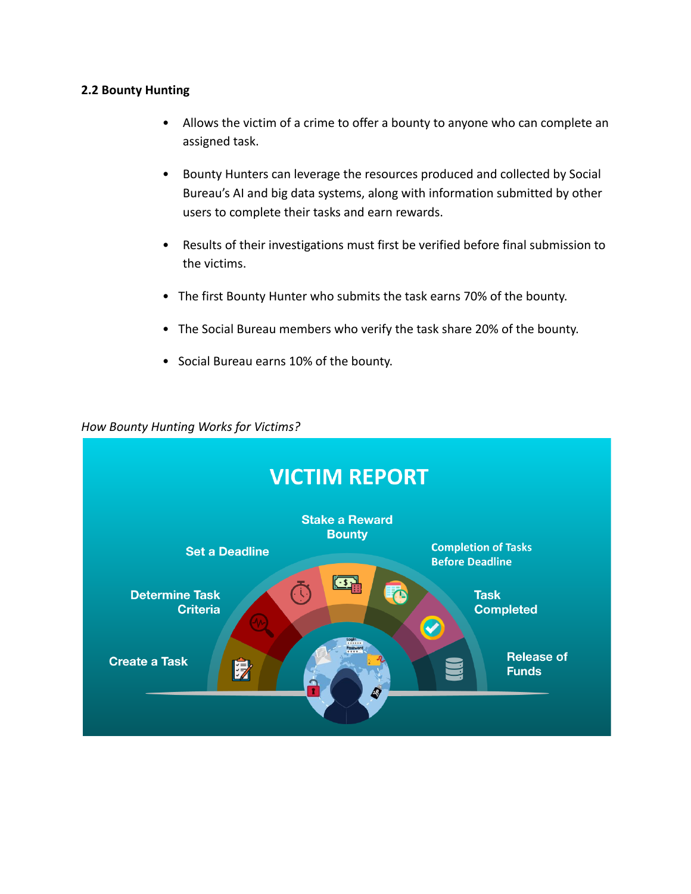**2.2 Bounty Hunting**

- Allows the victim of a crime to offer a bounty to anyone who can complete an assigned task.
- Bounty Hunters can leverage the resources produced and collected by Social Bureau's AI and big data systems, along with information submitted by other users to complete their tasks and earn rewards.
- Results of their investigations must first be verified before final submission to the victims.
- The first Bounty Hunter who submits the task earns 70% of the bounty.
- The Social Bureau members who verify the task share 20% of the bounty.
- Social Bureau earns 10% of the bounty.

*How Bounty Hunting Works for Victims?*

VICTIM REPORT

Create a Task

Determine Task Criteria

Set a Deadline

Stake a Reward Bounty

Completion of Tasks Before Deadline

Task Completed

Release of Funds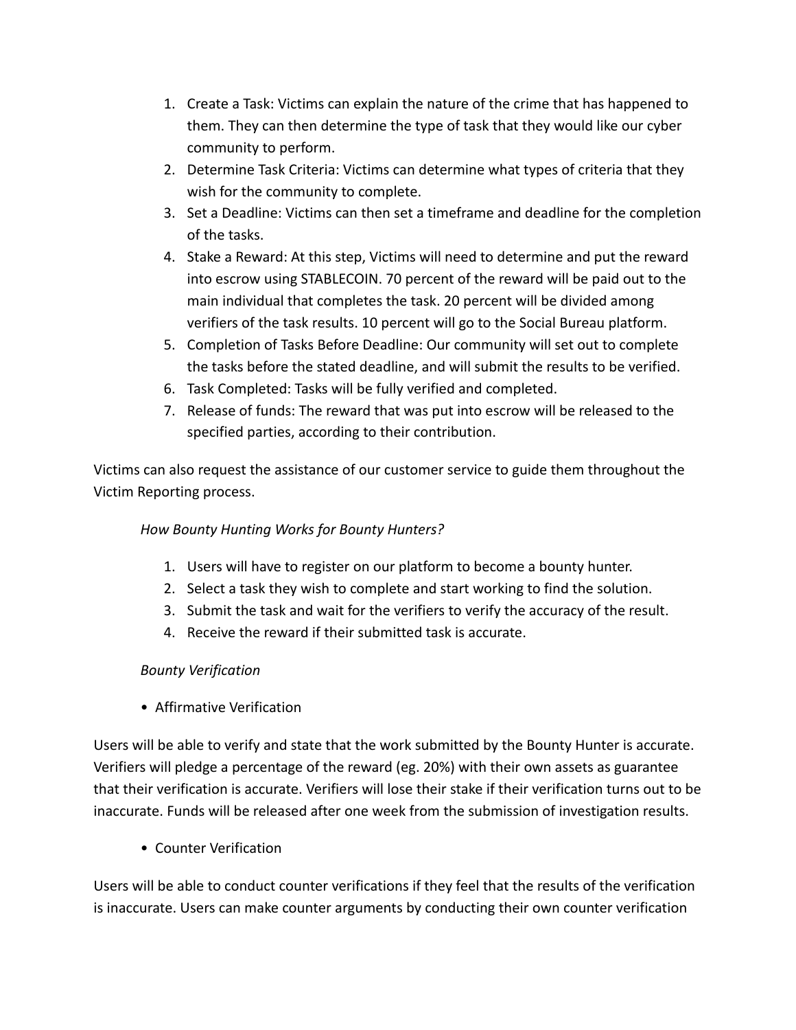1. Create a Task: Victims can explain the nature of the crime that has happened to them. They can then determine the type of task that they would like our cyber community to perform.
2. Determine Task Criteria: Victims can determine what types of criteria that they wish for the community to complete.
3. Set a Deadline: Victims can then set a timeframe and deadline for the completion of the tasks.
4. Stake a Reward: At this step, Victims will need to determine and put the reward into escrow using STABLECOIN. 70 percent of the reward will be paid out to the main individual that completes the task. 20 percent will be divided among verifiers of the task results. 10 percent will go to the Social Bureau platform.
5. Completion of Tasks Before Deadline: Our community will set out to complete the tasks before the stated deadline, and will submit the results to be verified.
6. Task Completed: Tasks will be fully verified and completed.
7. Release of funds: The reward that was put into escrow will be released to the specified parties, according to their contribution.

Victims can also request the assistance of our customer service to guide them throughout the Victim Reporting process.

*How Bounty Hunting Works for Bounty Hunters?*

1. Users will have to register on our platform to become a bounty hunter.
2. Select a task they wish to complete and start working to find the solution.
3. Submit the task and wait for the verifiers to verify the accuracy of the result.
4. Receive the reward if their submitted task is accurate.

*Bounty Verification*

- Affirmative Verification

Users will be able to verify and state that the work submitted by the Bounty Hunter is accurate. Verifiers will pledge a percentage of the reward (eg. 20%) with their own assets as guarantee that their verification is accurate. Verifiers will lose their stake if their verification turns out to be inaccurate. Funds will be released after one week from the submission of investigation results.

- Counter Verification

Users will be able to conduct counter verifications if they feel that the results of the verification is inaccurate. Users can make counter arguments by conducting their own counter verification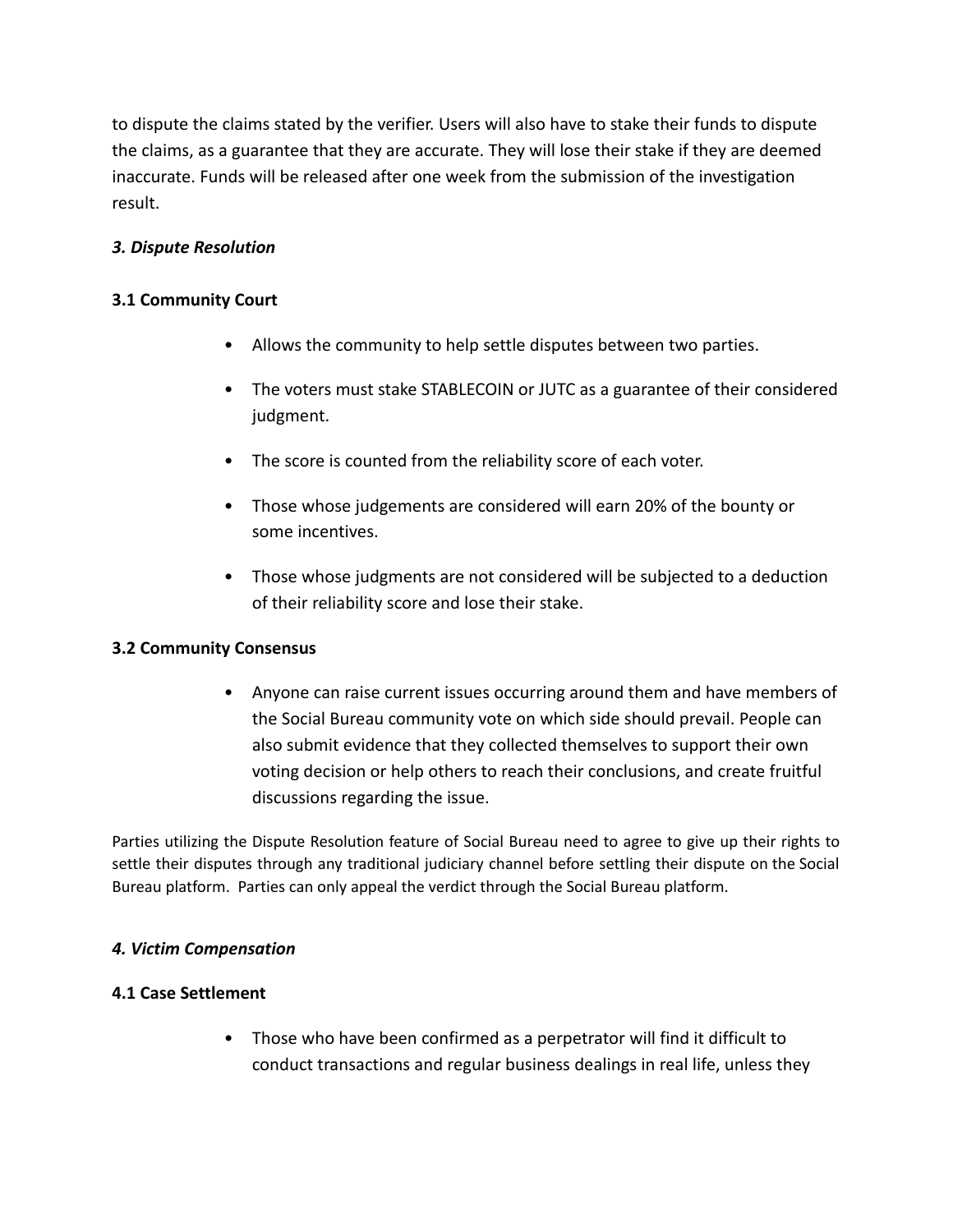to dispute the claims stated by the verifier. Users will also have to stake their funds to dispute the claims, as a guarantee that they are accurate. They will lose their stake if they are deemed inaccurate. Funds will be released after one week from the submission of the investigation result.

### *3. Dispute Resolution*

#### 3.1 Community Court

- Allows the community to help settle disputes between two parties.
- The voters must stake STABLECOIN or JUTC as a guarantee of their considered judgment.
- The score is counted from the reliability score of each voter.
- Those whose judgements are considered will earn 20% of the bounty or some incentives.
- Those whose judgments are not considered will be subjected to a deduction of their reliability score and lose their stake.

#### 3.2 Community Consensus

- Anyone can raise current issues occurring around them and have members of the Social Bureau community vote on which side should prevail. People can also submit evidence that they collected themselves to support their own voting decision or help others to reach their conclusions, and create fruitful discussions regarding the issue.

Parties utilizing the Dispute Resolution feature of Social Bureau need to agree to give up their rights to settle their disputes through any traditional judiciary channel before settling their dispute on the Social Bureau platform. Parties can only appeal the verdict through the Social Bureau platform.

### *4. Victim Compensation*

#### 4.1 Case Settlement

- Those who have been confirmed as a perpetrator will find it difficult to conduct transactions and regular business dealings in real life, unless they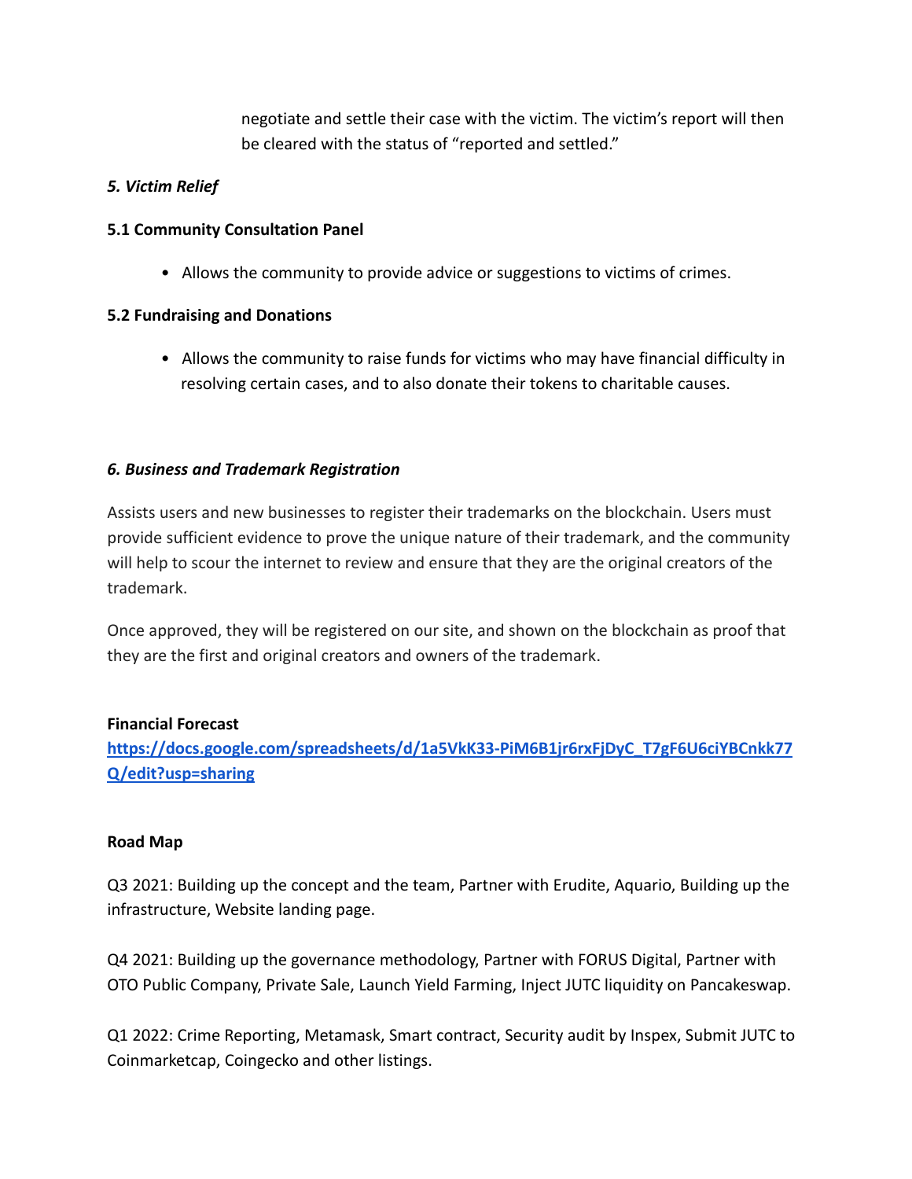negotiate and settle their case with the victim. The victim's report will then be cleared with the status of "reported and settled."

### *5. Victim Relief*

**5.1 Community Consultation Panel**

- Allows the community to provide advice or suggestions to victims of crimes.

**5.2 Fundraising and Donations**

- Allows the community to raise funds for victims who may have financial difficulty in resolving certain cases, and to also donate their tokens to charitable causes.

### *6. Business and Trademark Registration*

Assists users and new businesses to register their trademarks on the blockchain. Users must provide sufficient evidence to prove the unique nature of their trademark, and the community will help to scour the internet to review and ensure that they are the original creators of the trademark.

Once approved, they will be registered on our site, and shown on the blockchain as proof that they are the first and original creators and owners of the trademark.

**Financial Forecast**
[https://docs.google.com/spreadsheets/d/1a5VkK33-PiM6B1jr6rxFjDyC_T7gF6U6ciYBCnkk77Q/edit?usp=sharing](https://docs.google.com/spreadsheets/d/1a5VkK33-PiM6B1jr6rxFjDyC_T7gF6U6ciYBCnkk77Q/edit?usp=sharing)

**Road Map**

Q3 2021: Building up the concept and the team, Partner with Erudite, Aquario, Building up the infrastructure, Website landing page.

Q4 2021: Building up the governance methodology, Partner with FORUS Digital, Partner with OTO Public Company, Private Sale, Launch Yield Farming, Inject JUTC liquidity on Pancakeswap.

Q1 2022: Crime Reporting, Metamask, Smart contract, Security audit by Inspex, Submit JUTC to Coinmarketcap, Coingecko and other listings.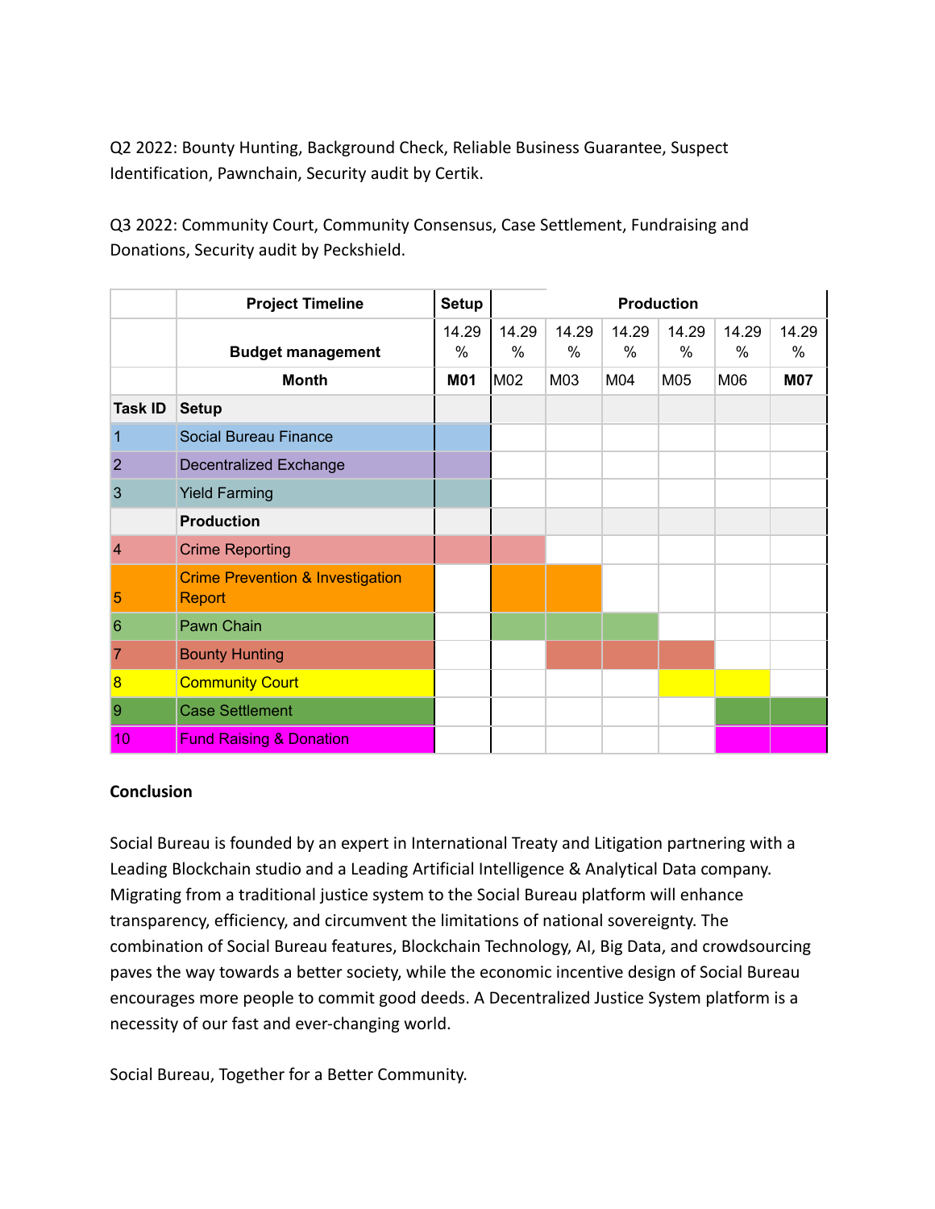Q2 2022: Bounty Hunting, Background Check, Reliable Business Guarantee, Suspect Identification, Pawnchain, Security audit by Certik.

Q3 2022: Community Court, Community Consensus, Case Settlement, Fundraising and Donations, Security audit by Peckshield.

| | Project Timeline | Setup | Production | | | | | |
|---|---|---|---|---|---|---|---|---|
| | Budget management | 14.29 % | 14.29 % | 14.29 % | 14.29 % | 14.29 % | 14.29 % | 14.29 % |
| | Month | **M01** | M02 | M03 | M04 | M05 | M06 | **M07** |
| **Task ID** | **Setup** | | | | | | | |
| 1 | Social Bureau Finance | | | | | | | |
| 2 | Decentralized Exchange | | | | | | | |
| 3 | Yield Farming | | | | | | | |
| | **Production** | | | | | | | |
| 4 | Crime Reporting | | | | | | | |
| 5 | Crime Prevention & Investigation Report | | | | | | | |
| 6 | Pawn Chain | | | | | | | |
| 7 | Bounty Hunting | | | | | | | |
| 8 | Community Court | | | | | | | |
| 9 | Case Settlement | | | | | | | |
| 10 | Fund Raising & Donation | | | | | | | |

**Conclusion**

Social Bureau is founded by an expert in International Treaty and Litigation partnering with a Leading Blockchain studio and a Leading Artificial Intelligence & Analytical Data company. Migrating from a traditional justice system to the Social Bureau platform will enhance transparency, efficiency, and circumvent the limitations of national sovereignty. The combination of Social Bureau features, Blockchain Technology, AI, Big Data, and crowdsourcing paves the way towards a better society, while the economic incentive design of Social Bureau encourages more people to commit good deeds. A Decentralized Justice System platform is a necessity of our fast and ever-changing world.

Social Bureau, Together for a Better Community.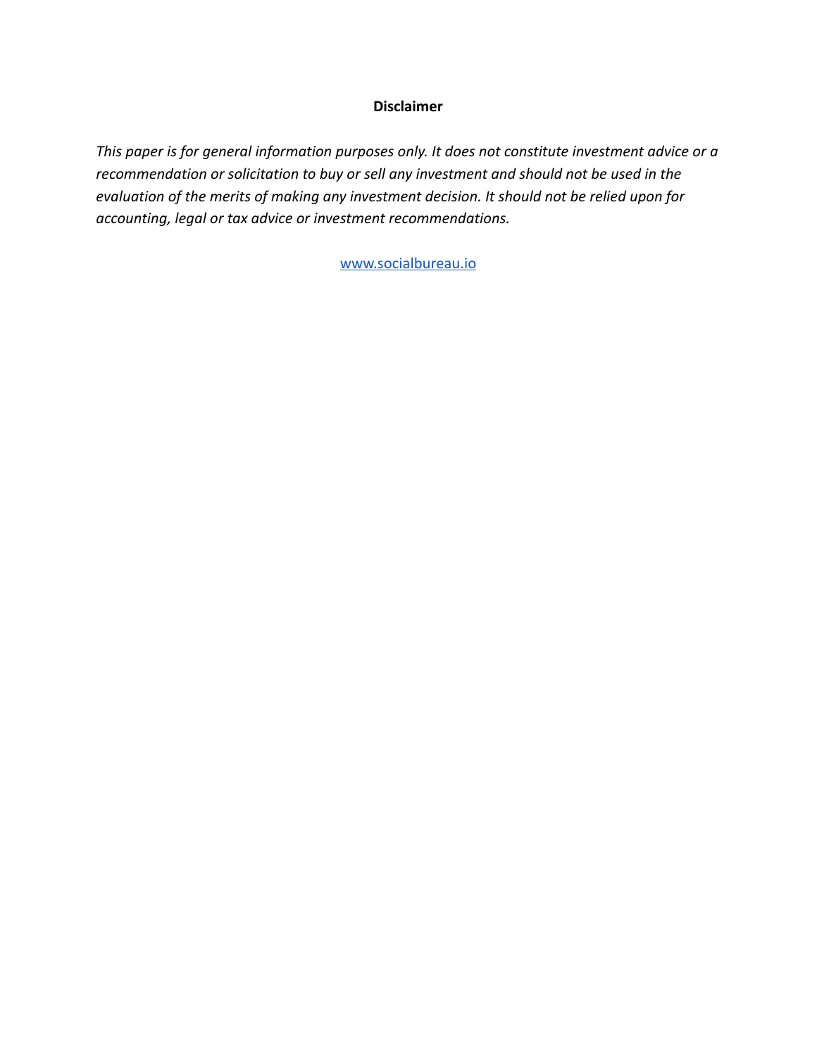**Disclaimer**

*This paper is for general information purposes only. It does not constitute investment advice or a recommendation or solicitation to buy or sell any investment and should not be used in the evaluation of the merits of making any investment decision. It should not be relied upon for accounting, legal or tax advice or investment recommendations.*

www.socialbureau.io